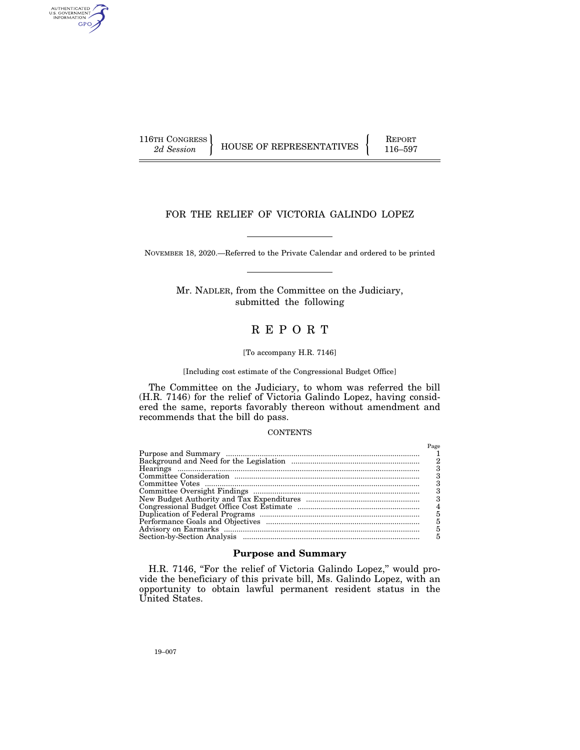116TH CONGRESS
*2d Session*

HOUSE OF REPRESENTATIVES

REPORT
116–597

# FOR THE RELIEF OF VICTORIA GALINDO LOPEZ

NOVEMBER 18, 2020.—Referred to the Private Calendar and ordered to be printed

Mr. NADLER, from the Committee on the Judiciary, submitted the following

# REPORT

[To accompany H.R. 7146]

[Including cost estimate of the Congressional Budget Office]

The Committee on the Judiciary, to whom was referred the bill (H.R. 7146) for the relief of Victoria Galindo Lopez, having considered the same, reports favorably thereon without amendment and recommends that the bill do pass.

CONTENTS

| | Page |
|---|---|
| Purpose and Summary | 1 |
| Background and Need for the Legislation | 2 |
| Hearings | 3 |
| Committee Consideration | 3 |
| Committee Votes | 3 |
| Committee Oversight Findings | 3 |
| New Budget Authority and Tax Expenditures | 3 |
| Congressional Budget Office Cost Estimate | 4 |
| Duplication of Federal Programs | 5 |
| Performance Goals and Objectives | 5 |
| Advisory on Earmarks | 5 |
| Section-by-Section Analysis | 5 |

## Purpose and Summary

H.R. 7146, "For the relief of Victoria Galindo Lopez," would provide the beneficiary of this private bill, Ms. Galindo Lopez, with an opportunity to obtain lawful permanent resident status in the United States.

19–007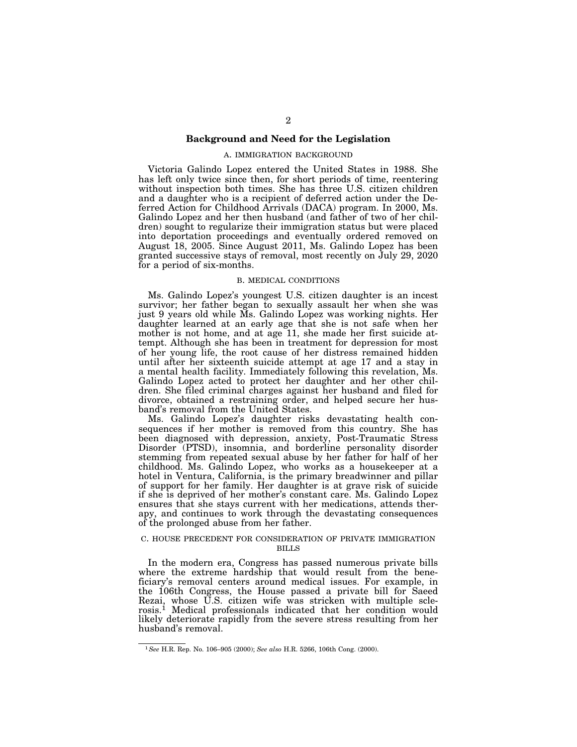## Background and Need for the Legislation

### A. IMMIGRATION BACKGROUND

Victoria Galindo Lopez entered the United States in 1988. She has left only twice since then, for short periods of time, reentering without inspection both times. She has three U.S. citizen children and a daughter who is a recipient of deferred action under the Deferred Action for Childhood Arrivals (DACA) program. In 2000, Ms. Galindo Lopez and her then husband (and father of two of her children) sought to regularize their immigration status but were placed into deportation proceedings and eventually ordered removed on August 18, 2005. Since August 2011, Ms. Galindo Lopez has been granted successive stays of removal, most recently on July 29, 2020 for a period of six-months.

### B. MEDICAL CONDITIONS

Ms. Galindo Lopez's youngest U.S. citizen daughter is an incest survivor; her father began to sexually assault her when she was just 9 years old while Ms. Galindo Lopez was working nights. Her daughter learned at an early age that she is not safe when her mother is not home, and at age 11, she made her first suicide attempt. Although she has been in treatment for depression for most of her young life, the root cause of her distress remained hidden until after her sixteenth suicide attempt at age 17 and a stay in a mental health facility. Immediately following this revelation, Ms. Galindo Lopez acted to protect her daughter and her other children. She filed criminal charges against her husband and filed for divorce, obtained a restraining order, and helped secure her husband's removal from the United States.

Ms. Galindo Lopez's daughter risks devastating health consequences if her mother is removed from this country. She has been diagnosed with depression, anxiety, Post-Traumatic Stress Disorder (PTSD), insomnia, and borderline personality disorder stemming from repeated sexual abuse by her father for half of her childhood. Ms. Galindo Lopez, who works as a housekeeper at a hotel in Ventura, California, is the primary breadwinner and pillar of support for her family. Her daughter is at grave risk of suicide if she is deprived of her mother's constant care. Ms. Galindo Lopez ensures that she stays current with her medications, attends therapy, and continues to work through the devastating consequences of the prolonged abuse from her father.

### C. HOUSE PRECEDENT FOR CONSIDERATION OF PRIVATE IMMIGRATION BILLS

In the modern era, Congress has passed numerous private bills where the extreme hardship that would result from the beneficiary's removal centers around medical issues. For example, in the 106th Congress, the House passed a private bill for Saeed Rezai, whose U.S. citizen wife was stricken with multiple sclerosis.[1] Medical professionals indicated that her condition would likely deteriorate rapidly from the severe stress resulting from her husband's removal.

[1] *See* H.R. Rep. No. 106–905 (2000); *See also* H.R. 5266, 106th Cong. (2000).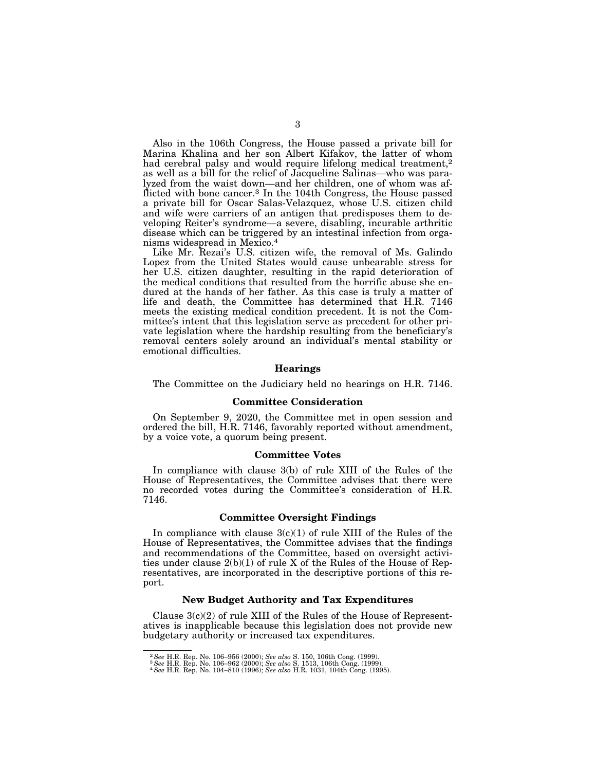Also in the 106th Congress, the House passed a private bill for Marina Khalina and her son Albert Kifakov, the latter of whom had cerebral palsy and would require lifelong medical treatment,[2] as well as a bill for the relief of Jacqueline Salinas—who was paralyzed from the waist down—and her children, one of whom was afflicted with bone cancer.[3] In the 104th Congress, the House passed a private bill for Oscar Salas-Velazquez, whose U.S. citizen child and wife were carriers of an antigen that predisposes them to developing Reiter's syndrome—a severe, disabling, incurable arthritic disease which can be triggered by an intestinal infection from organisms widespread in Mexico.[4]

Like Mr. Rezai's U.S. citizen wife, the removal of Ms. Galindo Lopez from the United States would cause unbearable stress for her U.S. citizen daughter, resulting in the rapid deterioration of the medical conditions that resulted from the horrific abuse she endured at the hands of her father. As this case is truly a matter of life and death, the Committee has determined that H.R. 7146 meets the existing medical condition precedent. It is not the Committee's intent that this legislation serve as precedent for other private legislation where the hardship resulting from the beneficiary's removal centers solely around an individual's mental stability or emotional difficulties.

### Hearings

The Committee on the Judiciary held no hearings on H.R. 7146.

### Committee Consideration

On September 9, 2020, the Committee met in open session and ordered the bill, H.R. 7146, favorably reported without amendment, by a voice vote, a quorum being present.

### Committee Votes

In compliance with clause 3(b) of rule XIII of the Rules of the House of Representatives, the Committee advises that there were no recorded votes during the Committee's consideration of H.R. 7146.

### Committee Oversight Findings

In compliance with clause 3(c)(1) of rule XIII of the Rules of the House of Representatives, the Committee advises that the findings and recommendations of the Committee, based on oversight activities under clause 2(b)(1) of rule X of the Rules of the House of Representatives, are incorporated in the descriptive portions of this report.

### New Budget Authority and Tax Expenditures

Clause 3(c)(2) of rule XIII of the Rules of the House of Representatives is inapplicable because this legislation does not provide new budgetary authority or increased tax expenditures.

---

[2] *See* H.R. Rep. No. 106–956 (2000); *See also* S. 150, 106th Cong. (1999).

[3] *See* H.R. Rep. No. 106–962 (2000); *See also* S. 1513, 106th Cong. (1999).

[4] *See* H.R. Rep. No. 104–810 (1996); *See also* H.R. 1031, 104th Cong. (1995).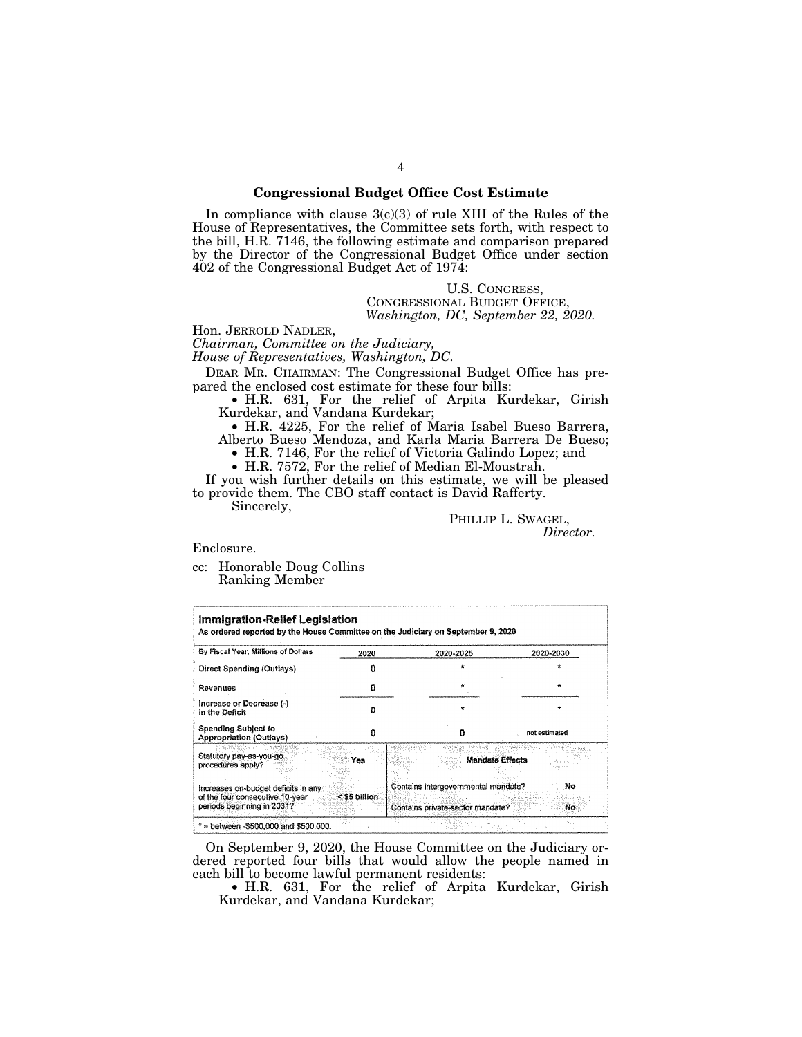## Congressional Budget Office Cost Estimate

In compliance with clause 3(c)(3) of rule XIII of the Rules of the House of Representatives, the Committee sets forth, with respect to the bill, H.R. 7146, the following estimate and comparison prepared by the Director of the Congressional Budget Office under section 402 of the Congressional Budget Act of 1974:

U.S. CONGRESS,
CONGRESSIONAL BUDGET OFFICE,
*Washington, DC, September 22, 2020.*

Hon. JERROLD NADLER,
*Chairman, Committee on the Judiciary,*
*House of Representatives, Washington, DC.*

DEAR MR. CHAIRMAN: The Congressional Budget Office has prepared the enclosed cost estimate for these four bills:

- H.R. 631, For the relief of Arpita Kurdekar, Girish Kurdekar, and Vandana Kurdekar;
- H.R. 4225, For the relief of Maria Isabel Bueso Barrera, Alberto Bueso Mendoza, and Karla Maria Barrera De Bueso;
- H.R. 7146, For the relief of Victoria Galindo Lopez; and
- H.R. 7572, For the relief of Median El-Moustrah.

If you wish further details on this estimate, we will be pleased to provide them. The CBO staff contact is David Rafferty.

Sincerely,

PHILLIP L. SWAGEL,
*Director.*

Enclosure.

cc: Honorable Doug Collins
Ranking Member

**Immigration-Relief Legislation**
**As ordered reported by the House Committee on the Judiciary on September 9, 2020**

| By Fiscal Year, Millions of Dollars | 2020 | 2020-2025 | 2020-2030 |
|---|---|---|---|
| Direct Spending (Outlays) | 0 | * | * |
| Revenues | 0 | * | * |
| Increase or Decrease (-) in the Deficit | 0 | * | * |
| Spending Subject to Appropriation (Outlays) | 0 | 0 | not estimated |

| | | Mandate Effects | |
|---|---|---|---|
| Statutory pay-as-you-go procedures apply? | Yes | | |
| Increases on-budget deficits in any of the four consecutive 10-year periods beginning in 2031? | < $5 billion | Contains intergovernmental mandate? | No |
| | | Contains private-sector mandate? | No |

* = between -$500,000 and $500,000.

On September 9, 2020, the House Committee on the Judiciary ordered reported four bills that would allow the people named in each bill to become lawful permanent residents:

- H.R. 631, For the relief of Arpita Kurdekar, Girish Kurdekar, and Vandana Kurdekar;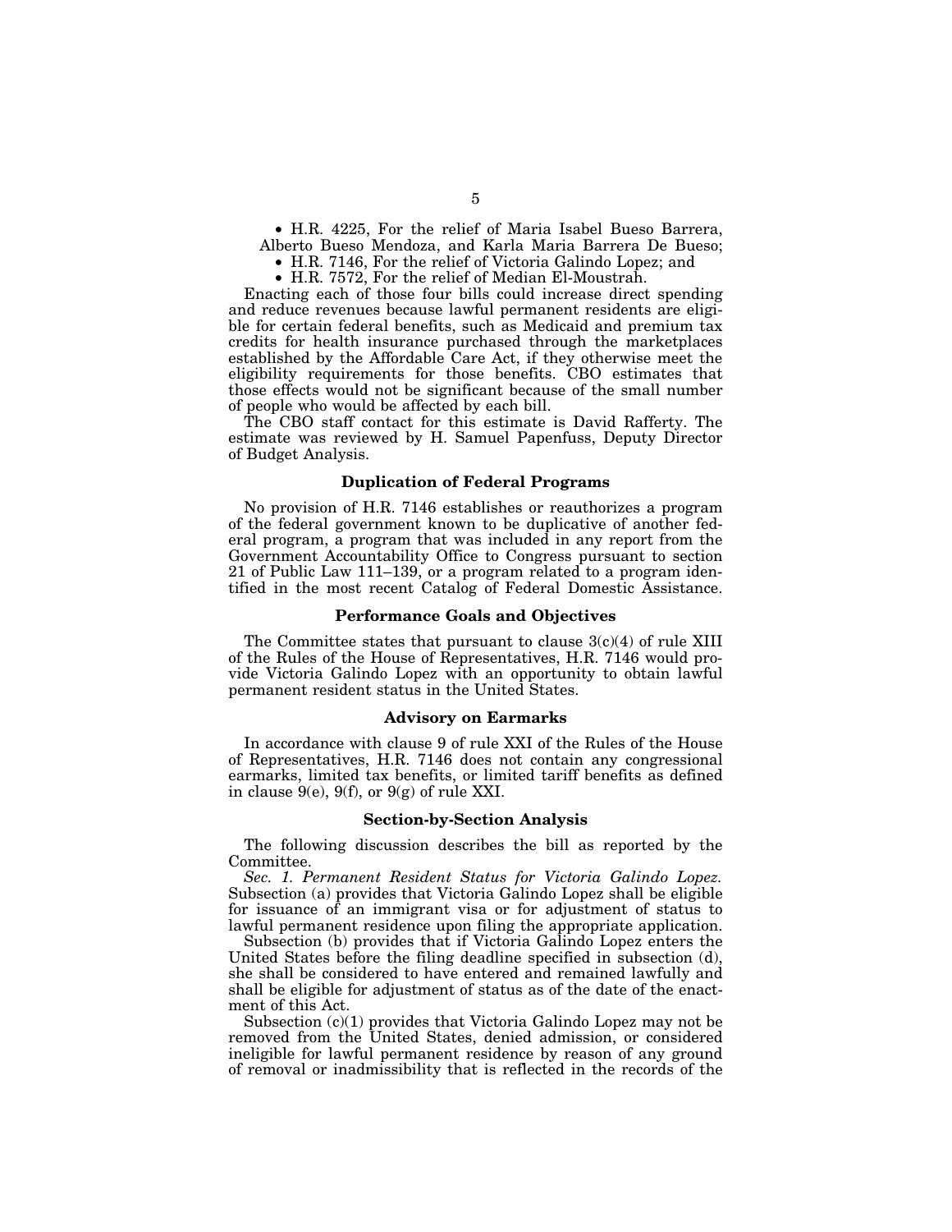- H.R. 4225, For the relief of Maria Isabel Bueso Barrera, Alberto Bueso Mendoza, and Karla Maria Barrera De Bueso;
- H.R. 7146, For the relief of Victoria Galindo Lopez; and
- H.R. 7572, For the relief of Median El-Moustrah.

Enacting each of those four bills could increase direct spending and reduce revenues because lawful permanent residents are eligible for certain federal benefits, such as Medicaid and premium tax credits for health insurance purchased through the marketplaces established by the Affordable Care Act, if they otherwise meet the eligibility requirements for those benefits. CBO estimates that those effects would not be significant because of the small number of people who would be affected by each bill.

The CBO staff contact for this estimate is David Rafferty. The estimate was reviewed by H. Samuel Papenfuss, Deputy Director of Budget Analysis.

### Duplication of Federal Programs

No provision of H.R. 7146 establishes or reauthorizes a program of the federal government known to be duplicative of another federal program, a program that was included in any report from the Government Accountability Office to Congress pursuant to section 21 of Public Law 111–139, or a program related to a program identified in the most recent Catalog of Federal Domestic Assistance.

### Performance Goals and Objectives

The Committee states that pursuant to clause 3(c)(4) of rule XIII of the Rules of the House of Representatives, H.R. 7146 would provide Victoria Galindo Lopez with an opportunity to obtain lawful permanent resident status in the United States.

### Advisory on Earmarks

In accordance with clause 9 of rule XXI of the Rules of the House of Representatives, H.R. 7146 does not contain any congressional earmarks, limited tax benefits, or limited tariff benefits as defined in clause 9(e), 9(f), or 9(g) of rule XXI.

### Section-by-Section Analysis

The following discussion describes the bill as reported by the Committee.

*Sec. 1. Permanent Resident Status for Victoria Galindo Lopez.* Subsection (a) provides that Victoria Galindo Lopez shall be eligible for issuance of an immigrant visa or for adjustment of status to lawful permanent residence upon filing the appropriate application.

Subsection (b) provides that if Victoria Galindo Lopez enters the United States before the filing deadline specified in subsection (d), she shall be considered to have entered and remained lawfully and shall be eligible for adjustment of status as of the date of the enactment of this Act.

Subsection (c)(1) provides that Victoria Galindo Lopez may not be removed from the United States, denied admission, or considered ineligible for lawful permanent residence by reason of any ground of removal or inadmissibility that is reflected in the records of the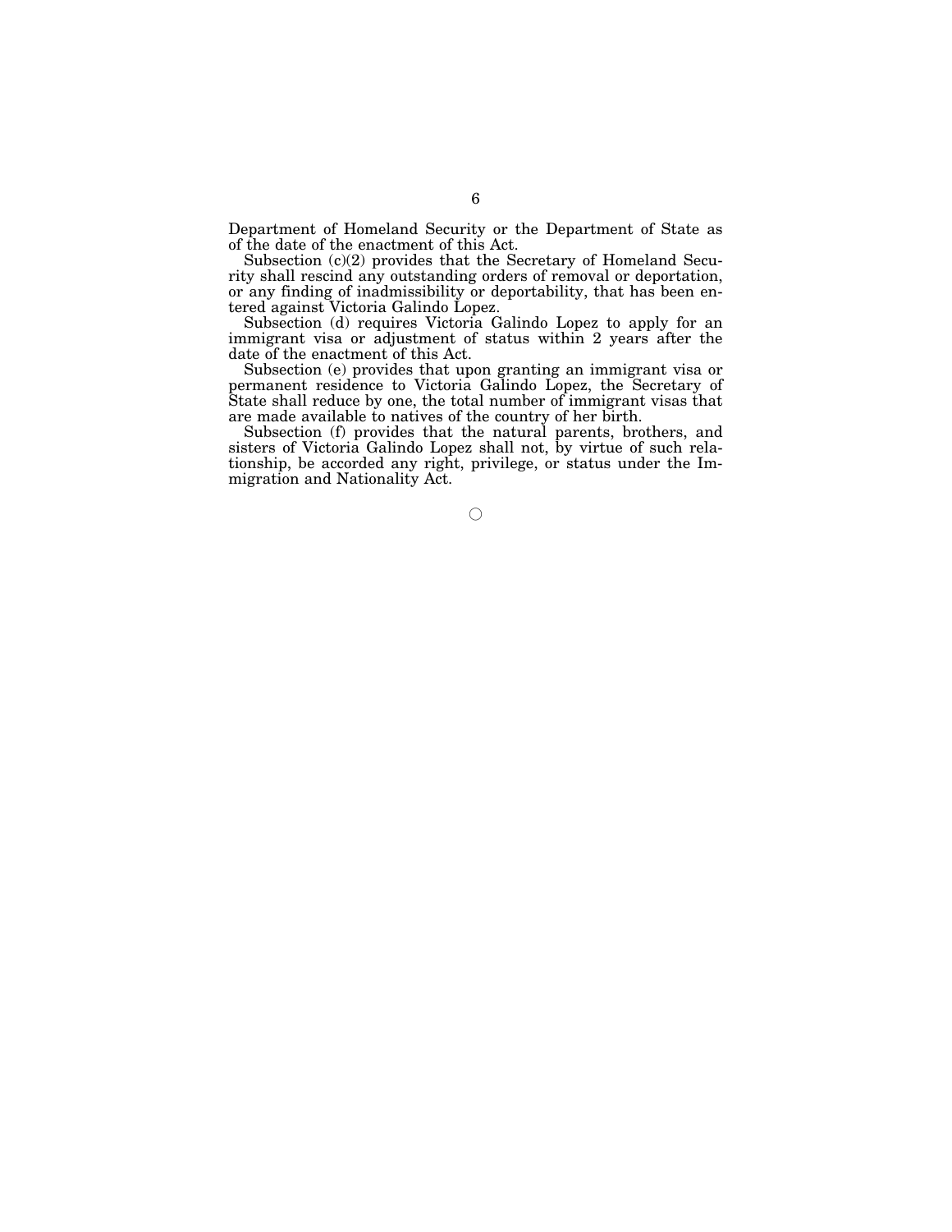Department of Homeland Security or the Department of State as of the date of the enactment of this Act.

Subsection (c)(2) provides that the Secretary of Homeland Security shall rescind any outstanding orders of removal or deportation, or any finding of inadmissibility or deportability, that has been entered against Victoria Galindo Lopez.

Subsection (d) requires Victoria Galindo Lopez to apply for an immigrant visa or adjustment of status within 2 years after the date of the enactment of this Act.

Subsection (e) provides that upon granting an immigrant visa or permanent residence to Victoria Galindo Lopez, the Secretary of State shall reduce by one, the total number of immigrant visas that are made available to natives of the country of her birth.

Subsection (f) provides that the natural parents, brothers, and sisters of Victoria Galindo Lopez shall not, by virtue of such relationship, be accorded any right, privilege, or status under the Immigration and Nationality Act.

○